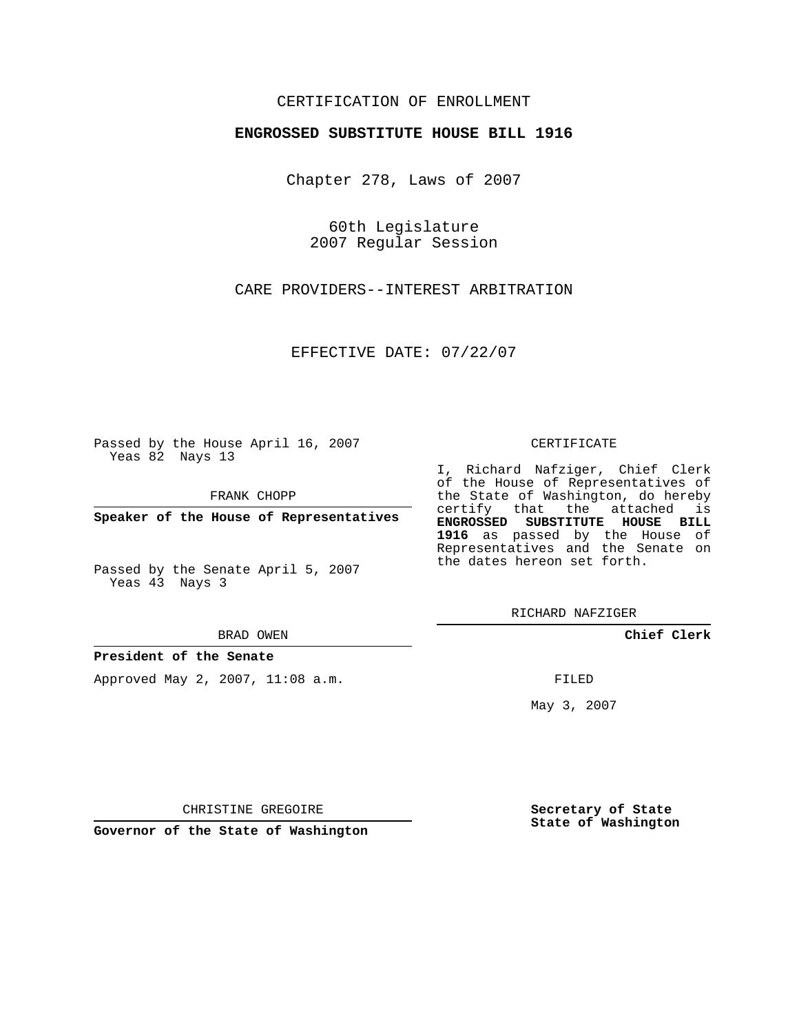CERTIFICATION OF ENROLLMENT

**ENGROSSED SUBSTITUTE HOUSE BILL 1916**

Chapter 278, Laws of 2007

60th Legislature
2007 Regular Session

CARE PROVIDERS--INTEREST ARBITRATION

EFFECTIVE DATE: 07/22/07

Passed by the House April 16, 2007
Yeas 82 Nays 13

FRANK CHOPP

**Speaker of the House of Representatives**

Passed by the Senate April 5, 2007
Yeas 43 Nays 3

BRAD OWEN

**President of the Senate**

Approved May 2, 2007, 11:08 a.m.

CHRISTINE GREGOIRE

**Governor of the State of Washington**

CERTIFICATE

I, Richard Nafziger, Chief Clerk of the House of Representatives of the State of Washington, do hereby certify that the attached is **ENGROSSED SUBSTITUTE HOUSE BILL 1916** as passed by the House of Representatives and the Senate on the dates hereon set forth.

RICHARD NAFZIGER

**Chief Clerk**

FILED

May 3, 2007

**Secretary of State**
**State of Washington**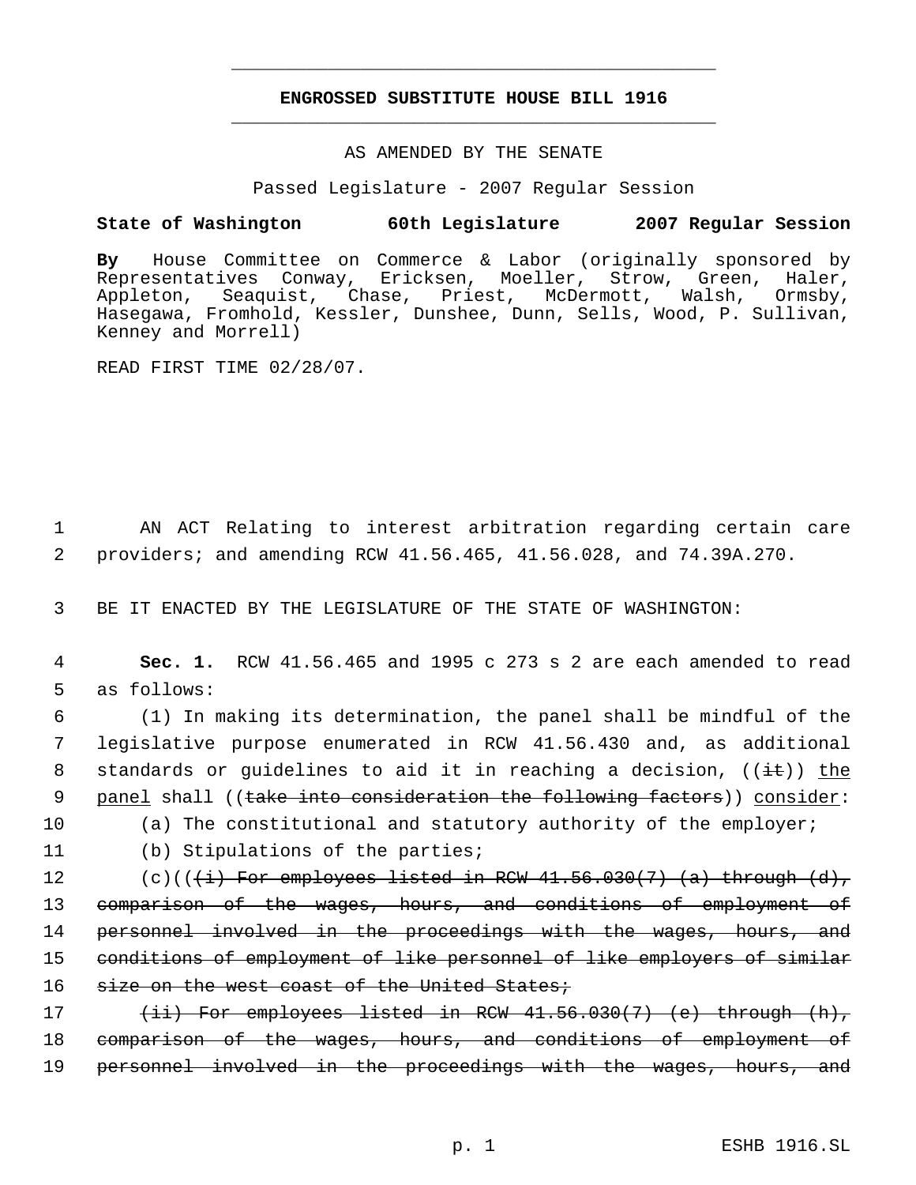# ENGROSSED SUBSTITUTE HOUSE BILL 1916

AS AMENDED BY THE SENATE

Passed Legislature - 2007 Regular Session

**State of Washington 60th Legislature 2007 Regular Session**

**By** House Committee on Commerce & Labor (originally sponsored by Representatives Conway, Ericksen, Moeller, Strow, Green, Haler, Appleton, Seaquist, Chase, Priest, McDermott, Walsh, Ormsby, Hasegawa, Fromhold, Kessler, Dunshee, Dunn, Sells, Wood, P. Sullivan, Kenney and Morrell)

READ FIRST TIME 02/28/07.

1 AN ACT Relating to interest arbitration regarding certain care
2 providers; and amending RCW 41.56.465, 41.56.028, and 74.39A.270.

3 BE IT ENACTED BY THE LEGISLATURE OF THE STATE OF WASHINGTON:

4 **Sec. 1.** RCW 41.56.465 and 1995 c 273 s 2 are each amended to read
5 as follows:

6 (1) In making its determination, the panel shall be mindful of the
7 legislative purpose enumerated in RCW 41.56.430 and, as additional
8 standards or guidelines to aid it in reaching a decision, ((~~it~~)) the
9 panel shall ((~~take into consideration the following factors~~)) consider:

10 (a) The constitutional and statutory authority of the employer;

11 (b) Stipulations of the parties;

12 (c)((~~(i) For employees listed in RCW 41.56.030(7) (a) through (d),~~
13 ~~comparison of the wages, hours, and conditions of employment of~~
14 ~~personnel involved in the proceedings with the wages, hours, and~~
15 ~~conditions of employment of like personnel of like employers of similar~~
16 ~~size on the west coast of the United States;~~

17 ~~(ii) For employees listed in RCW 41.56.030(7) (e) through (h),~~
18 ~~comparison of the wages, hours, and conditions of employment of~~
19 ~~personnel involved in the proceedings with the wages, hours, and~~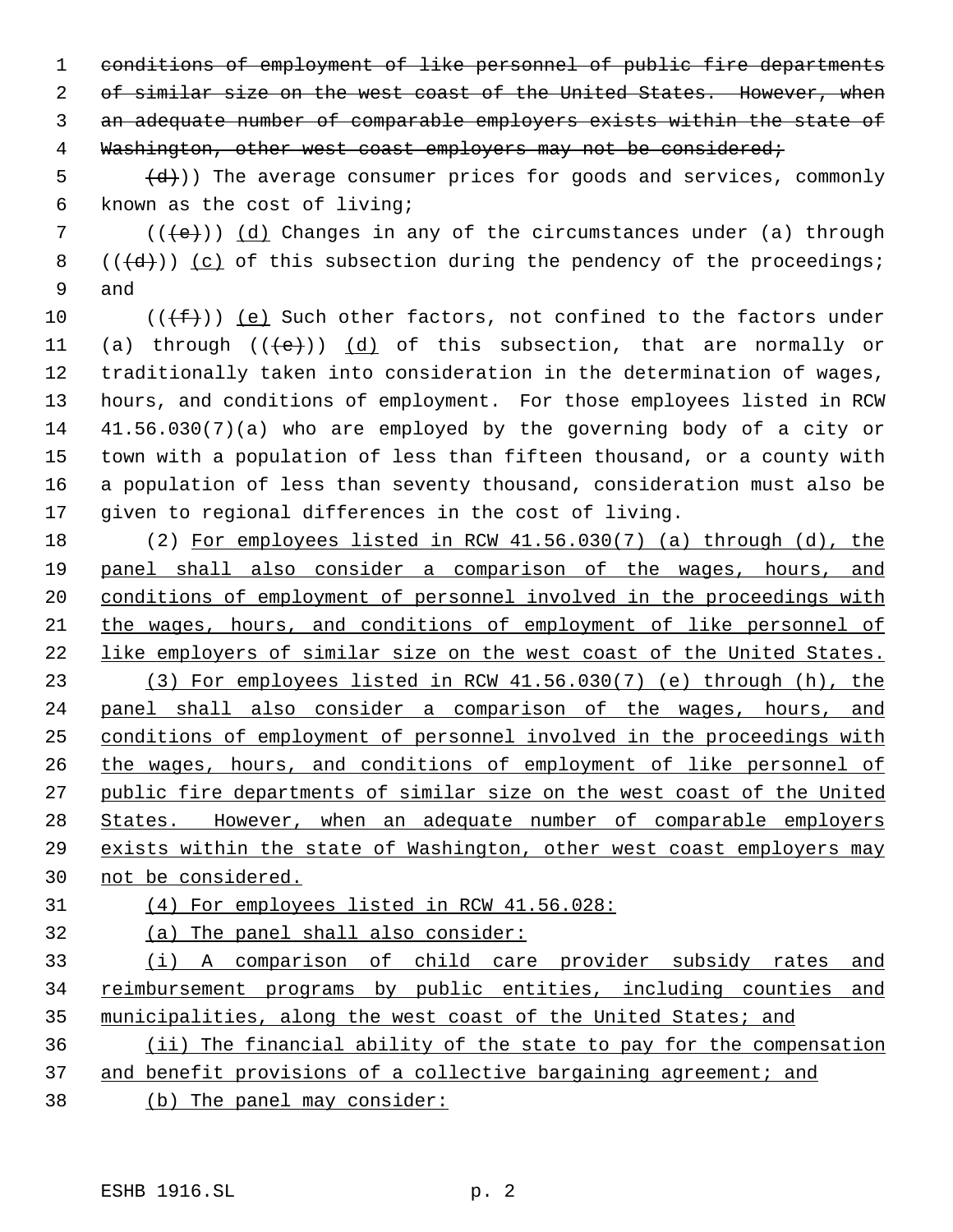~~conditions of employment of like personnel of public fire departments of similar size on the west coast of the United States. However, when an adequate number of comparable employers exists within the state of Washington, other west coast employers may not be considered;~~

~~(d)~~)) The average consumer prices for goods and services, commonly known as the cost of living;

((~~(e)~~)) (d) Changes in any of the circumstances under (a) through ((~~(d)~~)) (c) of this subsection during the pendency of the proceedings; and

((~~(f)~~)) (e) Such other factors, not confined to the factors under (a) through ((~~(e)~~)) (d) of this subsection, that are normally or traditionally taken into consideration in the determination of wages, hours, and conditions of employment. For those employees listed in RCW 41.56.030(7)(a) who are employed by the governing body of a city or town with a population of less than fifteen thousand, or a county with a population of less than seventy thousand, consideration must also be given to regional differences in the cost of living.

(2) For employees listed in RCW 41.56.030(7) (a) through (d), the panel shall also consider a comparison of the wages, hours, and conditions of employment of personnel involved in the proceedings with the wages, hours, and conditions of employment of like personnel of like employers of similar size on the west coast of the United States.

(3) For employees listed in RCW 41.56.030(7) (e) through (h), the panel shall also consider a comparison of the wages, hours, and conditions of employment of personnel involved in the proceedings with the wages, hours, and conditions of employment of like personnel of public fire departments of similar size on the west coast of the United States. However, when an adequate number of comparable employers exists within the state of Washington, other west coast employers may not be considered.

(4) For employees listed in RCW 41.56.028:

(a) The panel shall also consider:

(i) A comparison of child care provider subsidy rates and reimbursement programs by public entities, including counties and municipalities, along the west coast of the United States; and

(ii) The financial ability of the state to pay for the compensation and benefit provisions of a collective bargaining agreement; and

(b) The panel may consider: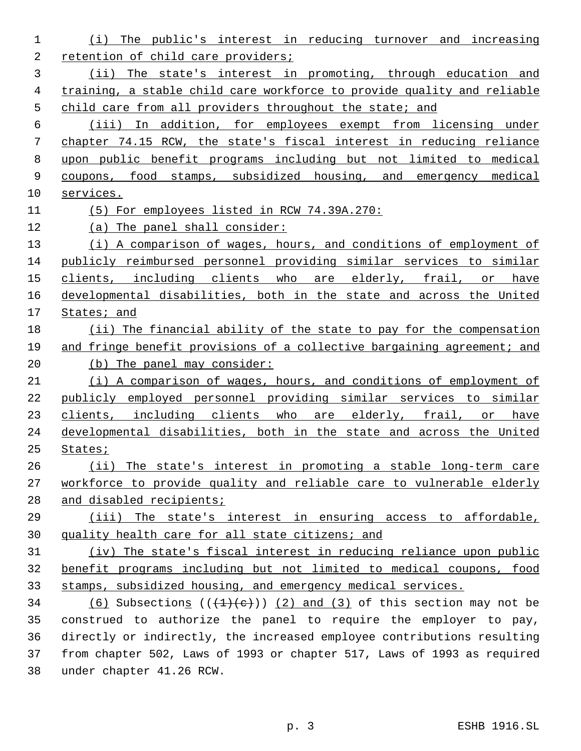(i) The public's interest in reducing turnover and increasing retention of child care providers;

(ii) The state's interest in promoting, through education and training, a stable child care workforce to provide quality and reliable child care from all providers throughout the state; and

(iii) In addition, for employees exempt from licensing under chapter 74.15 RCW, the state's fiscal interest in reducing reliance upon public benefit programs including but not limited to medical coupons, food stamps, subsidized housing, and emergency medical services.

(5) For employees listed in RCW 74.39A.270:

(a) The panel shall consider:

(i) A comparison of wages, hours, and conditions of employment of publicly reimbursed personnel providing similar services to similar clients, including clients who are elderly, frail, or have developmental disabilities, both in the state and across the United States; and

(ii) The financial ability of the state to pay for the compensation and fringe benefit provisions of a collective bargaining agreement; and

(b) The panel may consider:

(i) A comparison of wages, hours, and conditions of employment of publicly employed personnel providing similar services to similar clients, including clients who are elderly, frail, or have developmental disabilities, both in the state and across the United States;

(ii) The state's interest in promoting a stable long-term care workforce to provide quality and reliable care to vulnerable elderly and disabled recipients;

(iii) The state's interest in ensuring access to affordable, quality health care for all state citizens; and

(iv) The state's fiscal interest in reducing reliance upon public benefit programs including but not limited to medical coupons, food stamps, subsidized housing, and emergency medical services.

(6) Subsections ((~~(1)(c)~~)) (2) and (3) of this section may not be construed to authorize the panel to require the employer to pay, directly or indirectly, the increased employee contributions resulting from chapter 502, Laws of 1993 or chapter 517, Laws of 1993 as required under chapter 41.26 RCW.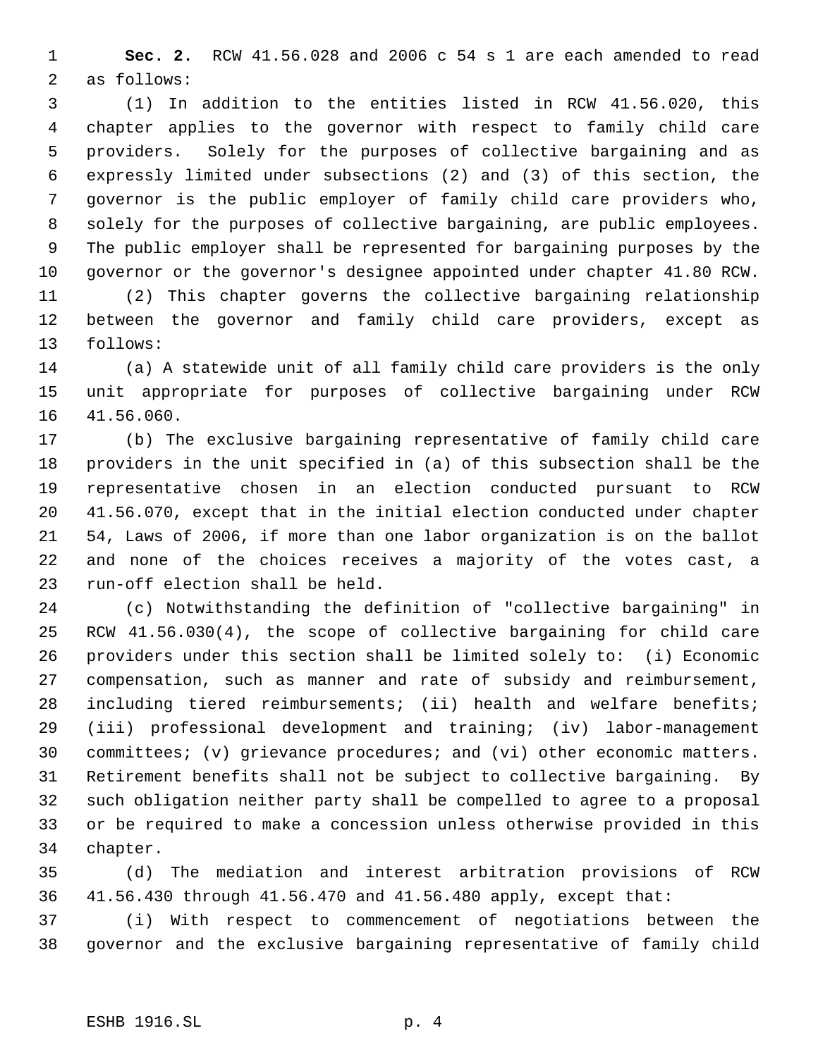**Sec. 2.** RCW 41.56.028 and 2006 c 54 s 1 are each amended to read as follows:

(1) In addition to the entities listed in RCW 41.56.020, this chapter applies to the governor with respect to family child care providers. Solely for the purposes of collective bargaining and as expressly limited under subsections (2) and (3) of this section, the governor is the public employer of family child care providers who, solely for the purposes of collective bargaining, are public employees. The public employer shall be represented for bargaining purposes by the governor or the governor's designee appointed under chapter 41.80 RCW.

(2) This chapter governs the collective bargaining relationship between the governor and family child care providers, except as follows:

(a) A statewide unit of all family child care providers is the only unit appropriate for purposes of collective bargaining under RCW 41.56.060.

(b) The exclusive bargaining representative of family child care providers in the unit specified in (a) of this subsection shall be the representative chosen in an election conducted pursuant to RCW 41.56.070, except that in the initial election conducted under chapter 54, Laws of 2006, if more than one labor organization is on the ballot and none of the choices receives a majority of the votes cast, a run-off election shall be held.

(c) Notwithstanding the definition of "collective bargaining" in RCW 41.56.030(4), the scope of collective bargaining for child care providers under this section shall be limited solely to: (i) Economic compensation, such as manner and rate of subsidy and reimbursement, including tiered reimbursements; (ii) health and welfare benefits; (iii) professional development and training; (iv) labor-management committees; (v) grievance procedures; and (vi) other economic matters. Retirement benefits shall not be subject to collective bargaining. By such obligation neither party shall be compelled to agree to a proposal or be required to make a concession unless otherwise provided in this chapter.

(d) The mediation and interest arbitration provisions of RCW 41.56.430 through 41.56.470 and 41.56.480 apply, except that:

(i) With respect to commencement of negotiations between the governor and the exclusive bargaining representative of family child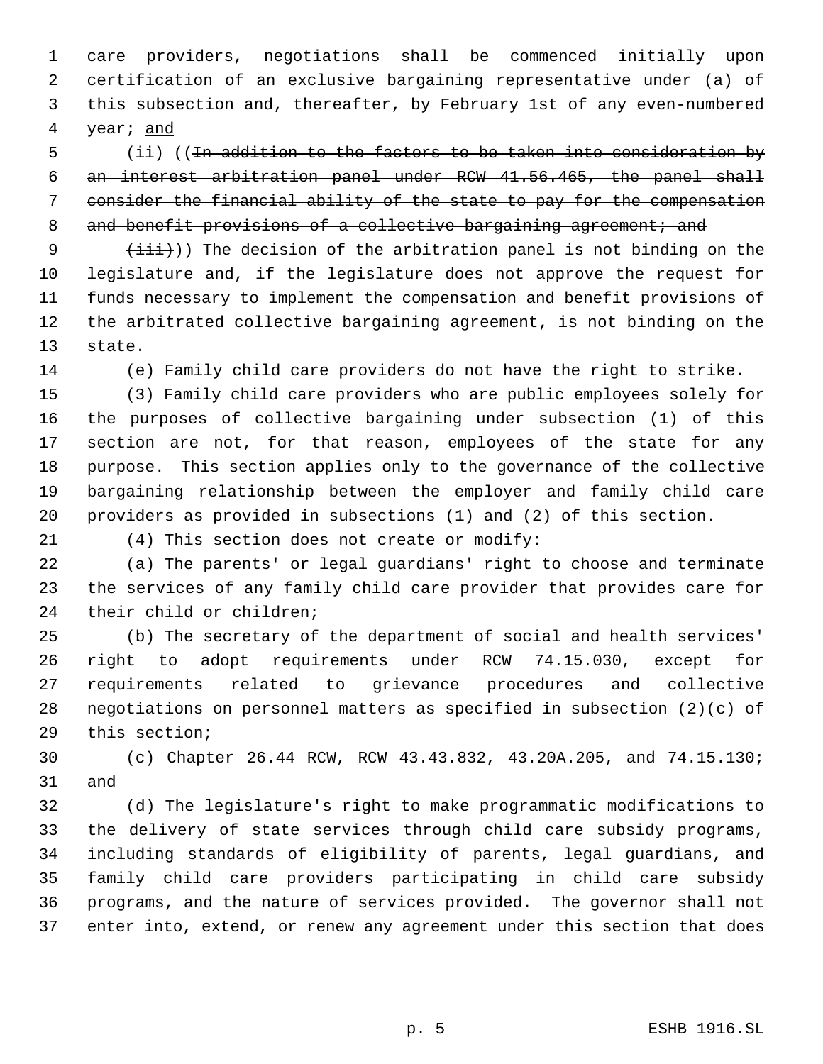care providers, negotiations shall be commenced initially upon certification of an exclusive bargaining representative under (a) of this subsection and, thereafter, by February 1st of any even-numbered year; and

(ii) ((~~In addition to the factors to be taken into consideration by an interest arbitration panel under RCW 41.56.465, the panel shall consider the financial ability of the state to pay for the compensation and benefit provisions of a collective bargaining agreement; and~~

~~(iii)~~)) The decision of the arbitration panel is not binding on the legislature and, if the legislature does not approve the request for funds necessary to implement the compensation and benefit provisions of the arbitrated collective bargaining agreement, is not binding on the state.

(e) Family child care providers do not have the right to strike.

(3) Family child care providers who are public employees solely for the purposes of collective bargaining under subsection (1) of this section are not, for that reason, employees of the state for any purpose. This section applies only to the governance of the collective bargaining relationship between the employer and family child care providers as provided in subsections (1) and (2) of this section.

(4) This section does not create or modify:

(a) The parents' or legal guardians' right to choose and terminate the services of any family child care provider that provides care for their child or children;

(b) The secretary of the department of social and health services' right to adopt requirements under RCW 74.15.030, except for requirements related to grievance procedures and collective negotiations on personnel matters as specified in subsection (2)(c) of this section;

(c) Chapter 26.44 RCW, RCW 43.43.832, 43.20A.205, and 74.15.130; and

(d) The legislature's right to make programmatic modifications to the delivery of state services through child care subsidy programs, including standards of eligibility of parents, legal guardians, and family child care providers participating in child care subsidy programs, and the nature of services provided. The governor shall not enter into, extend, or renew any agreement under this section that does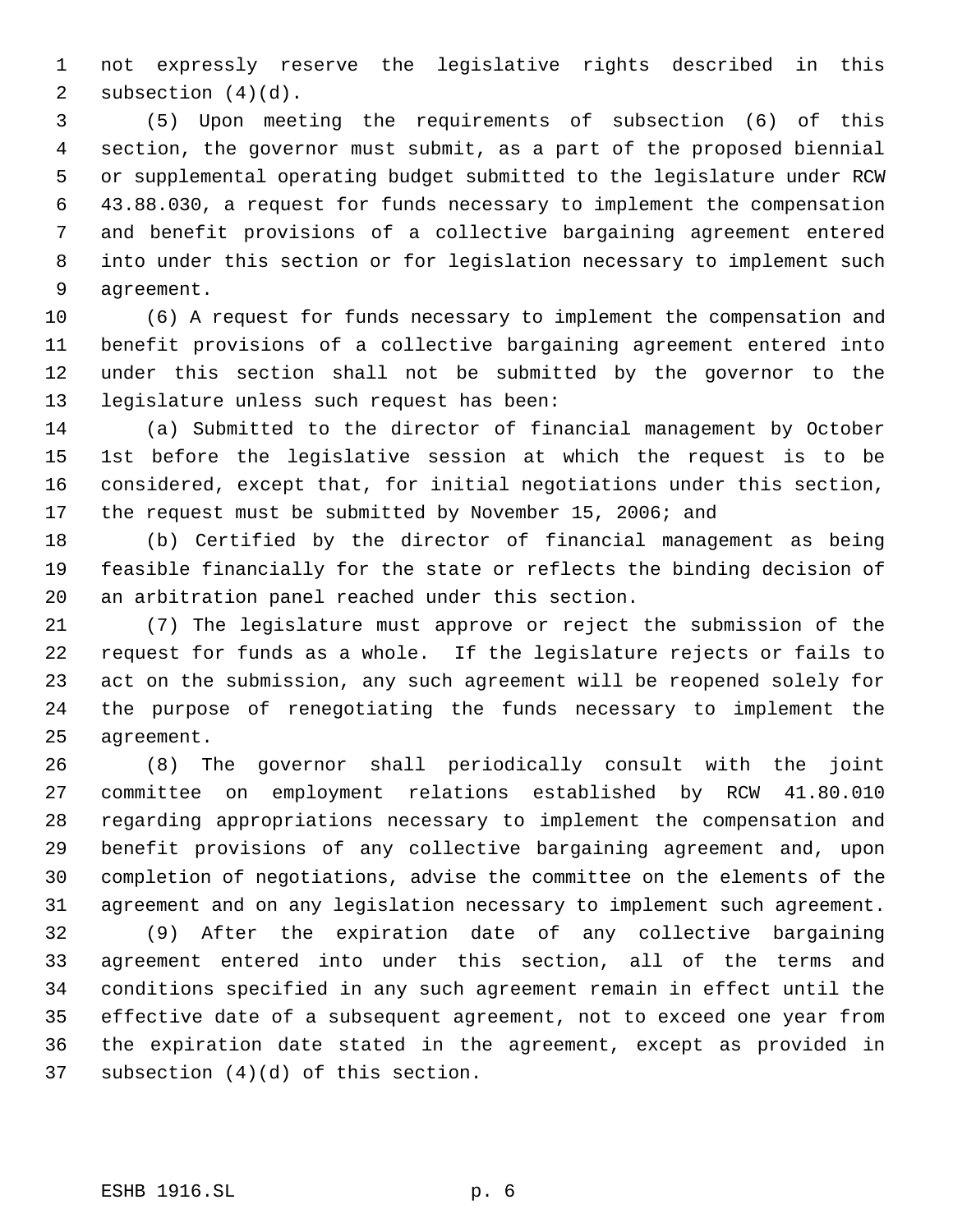not expressly reserve the legislative rights described in this subsection (4)(d).

(5) Upon meeting the requirements of subsection (6) of this section, the governor must submit, as a part of the proposed biennial or supplemental operating budget submitted to the legislature under RCW 43.88.030, a request for funds necessary to implement the compensation and benefit provisions of a collective bargaining agreement entered into under this section or for legislation necessary to implement such agreement.

(6) A request for funds necessary to implement the compensation and benefit provisions of a collective bargaining agreement entered into under this section shall not be submitted by the governor to the legislature unless such request has been:

(a) Submitted to the director of financial management by October 1st before the legislative session at which the request is to be considered, except that, for initial negotiations under this section, the request must be submitted by November 15, 2006; and

(b) Certified by the director of financial management as being feasible financially for the state or reflects the binding decision of an arbitration panel reached under this section.

(7) The legislature must approve or reject the submission of the request for funds as a whole. If the legislature rejects or fails to act on the submission, any such agreement will be reopened solely for the purpose of renegotiating the funds necessary to implement the agreement.

(8) The governor shall periodically consult with the joint committee on employment relations established by RCW 41.80.010 regarding appropriations necessary to implement the compensation and benefit provisions of any collective bargaining agreement and, upon completion of negotiations, advise the committee on the elements of the agreement and on any legislation necessary to implement such agreement.

(9) After the expiration date of any collective bargaining agreement entered into under this section, all of the terms and conditions specified in any such agreement remain in effect until the effective date of a subsequent agreement, not to exceed one year from the expiration date stated in the agreement, except as provided in subsection (4)(d) of this section.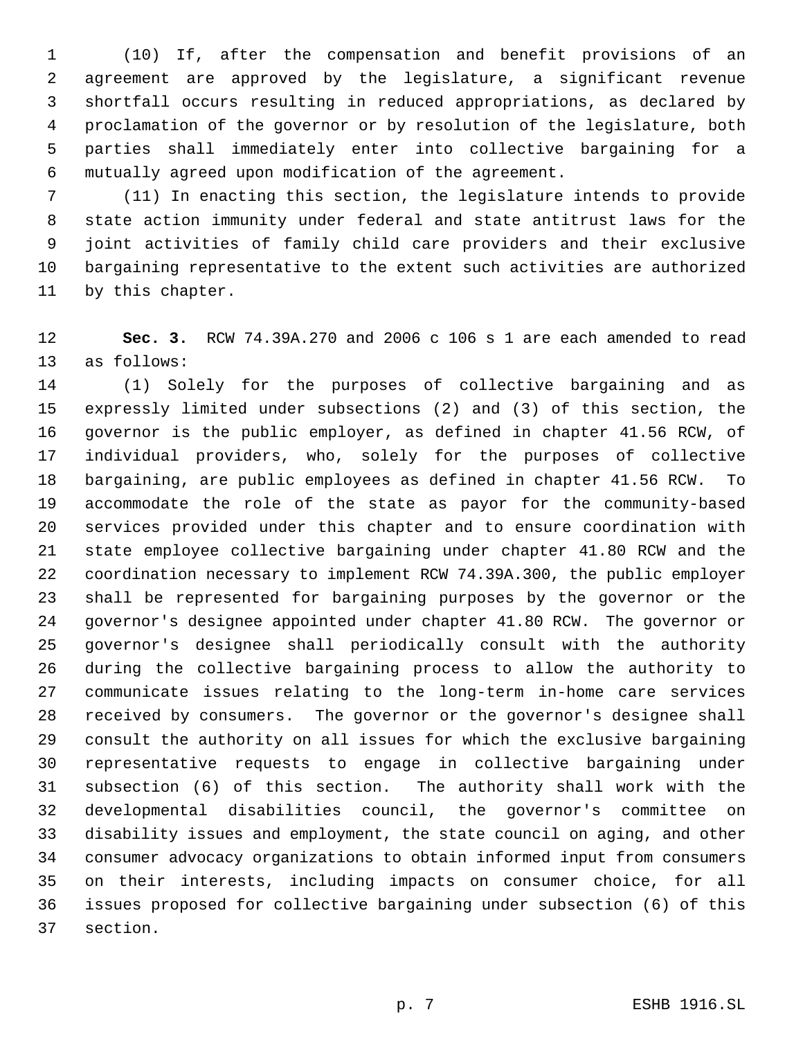(10) If, after the compensation and benefit provisions of an agreement are approved by the legislature, a significant revenue shortfall occurs resulting in reduced appropriations, as declared by proclamation of the governor or by resolution of the legislature, both parties shall immediately enter into collective bargaining for a mutually agreed upon modification of the agreement.

(11) In enacting this section, the legislature intends to provide state action immunity under federal and state antitrust laws for the joint activities of family child care providers and their exclusive bargaining representative to the extent such activities are authorized by this chapter.

**Sec. 3.** RCW 74.39A.270 and 2006 c 106 s 1 are each amended to read as follows:

(1) Solely for the purposes of collective bargaining and as expressly limited under subsections (2) and (3) of this section, the governor is the public employer, as defined in chapter 41.56 RCW, of individual providers, who, solely for the purposes of collective bargaining, are public employees as defined in chapter 41.56 RCW. To accommodate the role of the state as payor for the community-based services provided under this chapter and to ensure coordination with state employee collective bargaining under chapter 41.80 RCW and the coordination necessary to implement RCW 74.39A.300, the public employer shall be represented for bargaining purposes by the governor or the governor's designee appointed under chapter 41.80 RCW. The governor or governor's designee shall periodically consult with the authority during the collective bargaining process to allow the authority to communicate issues relating to the long-term in-home care services received by consumers. The governor or the governor's designee shall consult the authority on all issues for which the exclusive bargaining representative requests to engage in collective bargaining under subsection (6) of this section. The authority shall work with the developmental disabilities council, the governor's committee on disability issues and employment, the state council on aging, and other consumer advocacy organizations to obtain informed input from consumers on their interests, including impacts on consumer choice, for all issues proposed for collective bargaining under subsection (6) of this section.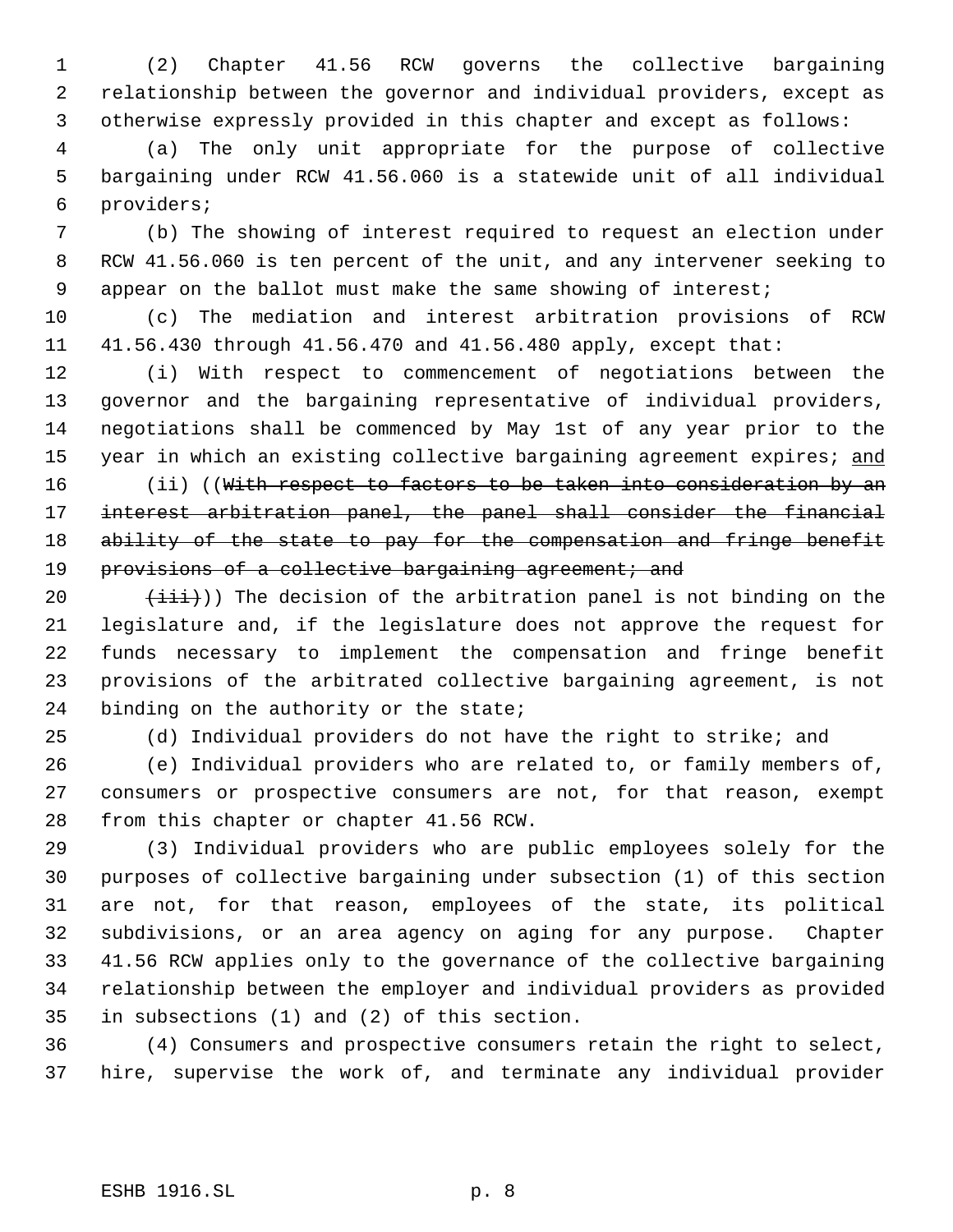(2) Chapter 41.56 RCW governs the collective bargaining relationship between the governor and individual providers, except as otherwise expressly provided in this chapter and except as follows:

(a) The only unit appropriate for the purpose of collective bargaining under RCW 41.56.060 is a statewide unit of all individual providers;

(b) The showing of interest required to request an election under RCW 41.56.060 is ten percent of the unit, and any intervener seeking to appear on the ballot must make the same showing of interest;

(c) The mediation and interest arbitration provisions of RCW 41.56.430 through 41.56.470 and 41.56.480 apply, except that:

(i) With respect to commencement of negotiations between the governor and the bargaining representative of individual providers, negotiations shall be commenced by May 1st of any year prior to the year in which an existing collective bargaining agreement expires; <u>and</u>

(ii) ((~~With respect to factors to be taken into consideration by an interest arbitration panel, the panel shall consider the financial ability of the state to pay for the compensation and fringe benefit provisions of a collective bargaining agreement; and~~

~~(iii)~~)) The decision of the arbitration panel is not binding on the legislature and, if the legislature does not approve the request for funds necessary to implement the compensation and fringe benefit provisions of the arbitrated collective bargaining agreement, is not binding on the authority or the state;

(d) Individual providers do not have the right to strike; and

(e) Individual providers who are related to, or family members of, consumers or prospective consumers are not, for that reason, exempt from this chapter or chapter 41.56 RCW.

(3) Individual providers who are public employees solely for the purposes of collective bargaining under subsection (1) of this section are not, for that reason, employees of the state, its political subdivisions, or an area agency on aging for any purpose. Chapter 41.56 RCW applies only to the governance of the collective bargaining relationship between the employer and individual providers as provided in subsections (1) and (2) of this section.

(4) Consumers and prospective consumers retain the right to select, hire, supervise the work of, and terminate any individual provider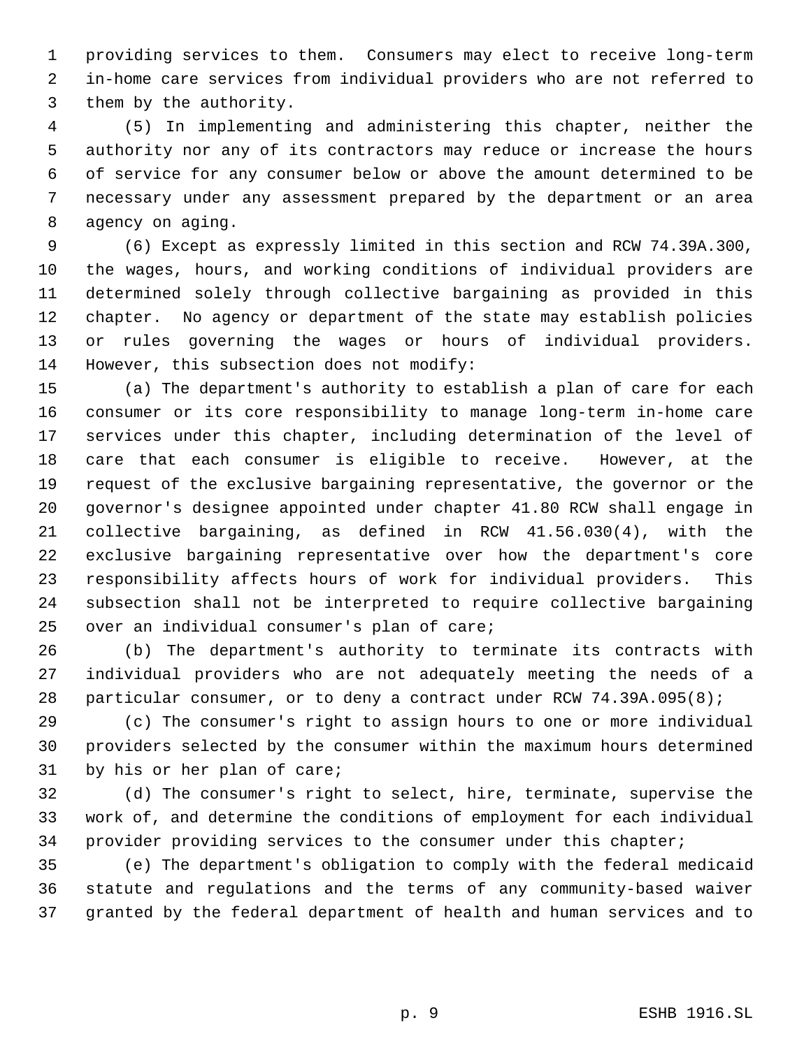providing services to them. Consumers may elect to receive long-term in-home care services from individual providers who are not referred to them by the authority.

(5) In implementing and administering this chapter, neither the authority nor any of its contractors may reduce or increase the hours of service for any consumer below or above the amount determined to be necessary under any assessment prepared by the department or an area agency on aging.

(6) Except as expressly limited in this section and RCW 74.39A.300, the wages, hours, and working conditions of individual providers are determined solely through collective bargaining as provided in this chapter. No agency or department of the state may establish policies or rules governing the wages or hours of individual providers. However, this subsection does not modify:

(a) The department's authority to establish a plan of care for each consumer or its core responsibility to manage long-term in-home care services under this chapter, including determination of the level of care that each consumer is eligible to receive. However, at the request of the exclusive bargaining representative, the governor or the governor's designee appointed under chapter 41.80 RCW shall engage in collective bargaining, as defined in RCW 41.56.030(4), with the exclusive bargaining representative over how the department's core responsibility affects hours of work for individual providers. This subsection shall not be interpreted to require collective bargaining over an individual consumer's plan of care;

(b) The department's authority to terminate its contracts with individual providers who are not adequately meeting the needs of a particular consumer, or to deny a contract under RCW 74.39A.095(8);

(c) The consumer's right to assign hours to one or more individual providers selected by the consumer within the maximum hours determined by his or her plan of care;

(d) The consumer's right to select, hire, terminate, supervise the work of, and determine the conditions of employment for each individual provider providing services to the consumer under this chapter;

(e) The department's obligation to comply with the federal medicaid statute and regulations and the terms of any community-based waiver granted by the federal department of health and human services and to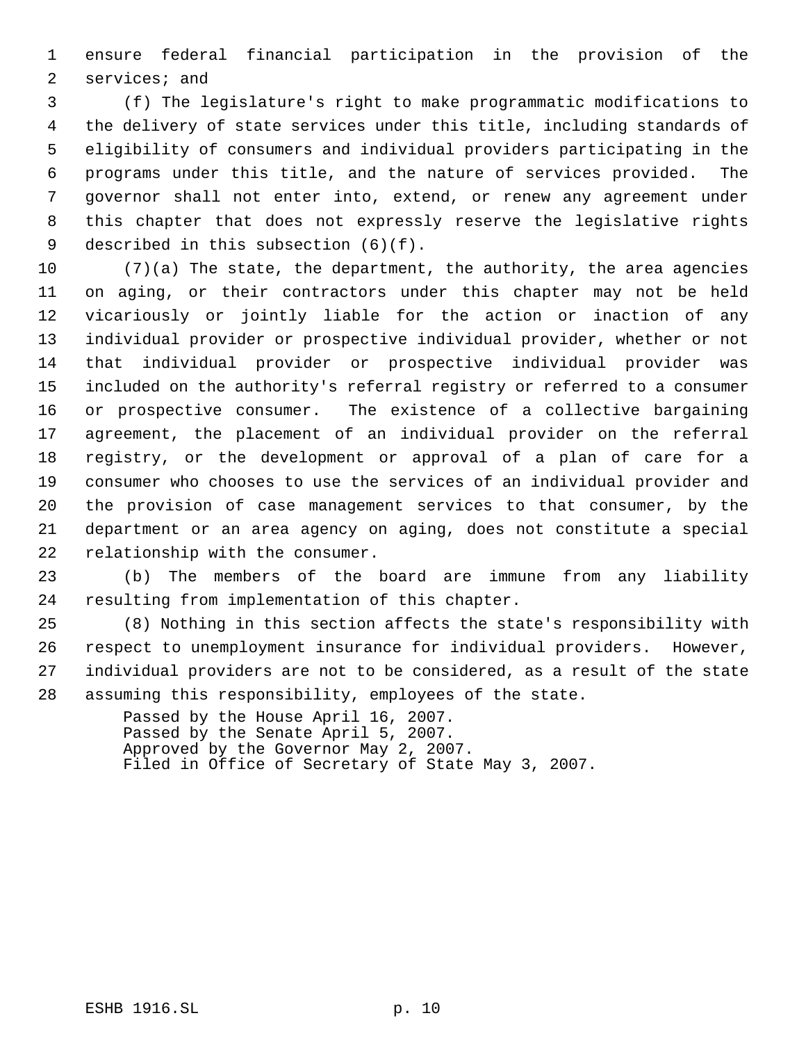ensure federal financial participation in the provision of the services; and

(f) The legislature's right to make programmatic modifications to the delivery of state services under this title, including standards of eligibility of consumers and individual providers participating in the programs under this title, and the nature of services provided. The governor shall not enter into, extend, or renew any agreement under this chapter that does not expressly reserve the legislative rights described in this subsection (6)(f).

(7)(a) The state, the department, the authority, the area agencies on aging, or their contractors under this chapter may not be held vicariously or jointly liable for the action or inaction of any individual provider or prospective individual provider, whether or not that individual provider or prospective individual provider was included on the authority's referral registry or referred to a consumer or prospective consumer. The existence of a collective bargaining agreement, the placement of an individual provider on the referral registry, or the development or approval of a plan of care for a consumer who chooses to use the services of an individual provider and the provision of case management services to that consumer, by the department or an area agency on aging, does not constitute a special relationship with the consumer.

(b) The members of the board are immune from any liability resulting from implementation of this chapter.

(8) Nothing in this section affects the state's responsibility with respect to unemployment insurance for individual providers. However, individual providers are not to be considered, as a result of the state assuming this responsibility, employees of the state.

Passed by the House April 16, 2007.
Passed by the Senate April 5, 2007.
Approved by the Governor May 2, 2007.
Filed in Office of Secretary of State May 3, 2007.